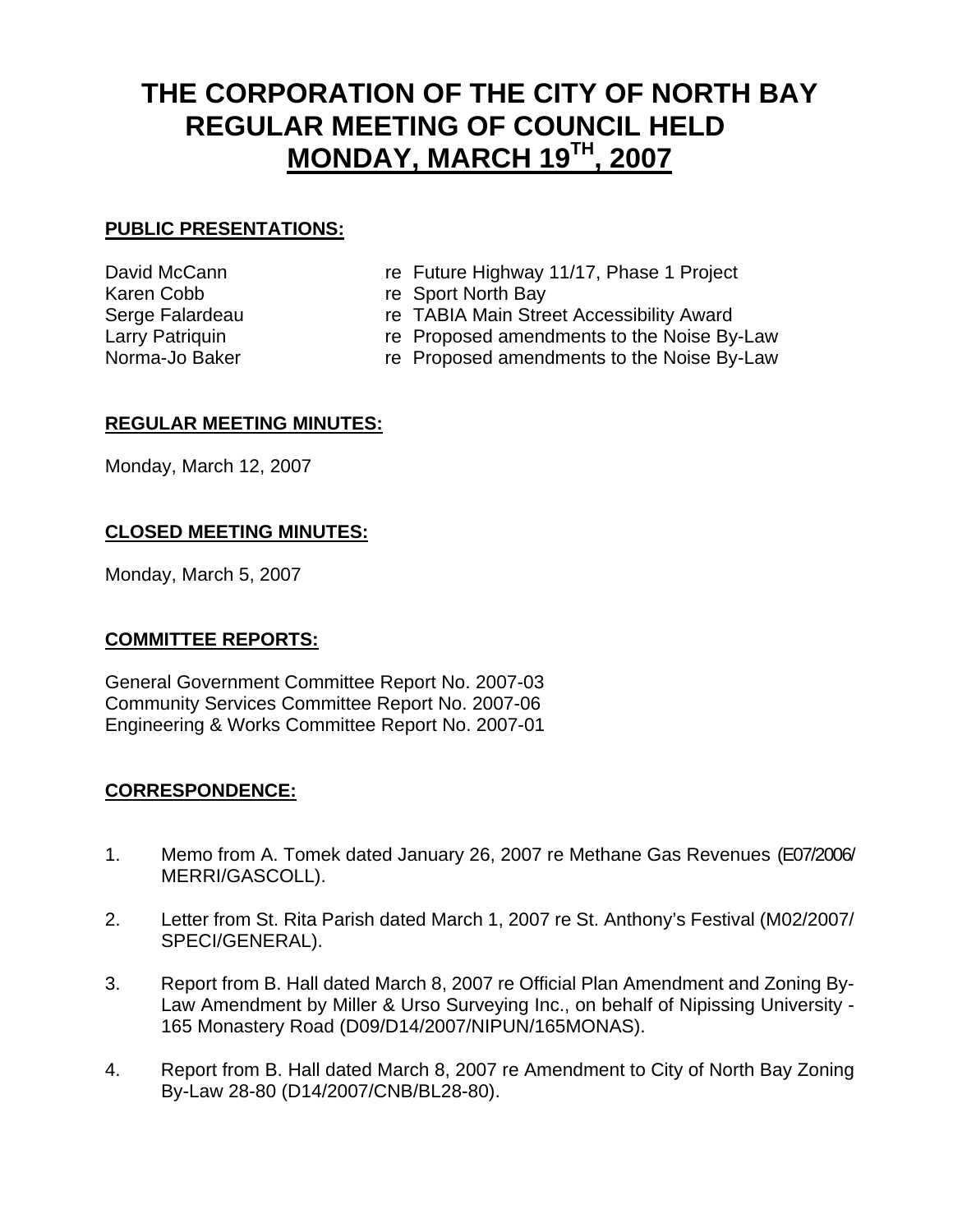# THE CORPORATION OF THE CITY OF NORTH BAY
# REGULAR MEETING OF COUNCIL HELD
# MONDAY, MARCH 19TH, 2007

## PUBLIC PRESENTATIONS:

| | |
|---|---|
| David McCann | re Future Highway 11/17, Phase 1 Project |
| Karen Cobb | re Sport North Bay |
| Serge Falardeau | re TABIA Main Street Accessibility Award |
| Larry Patriquin | re Proposed amendments to the Noise By-Law |
| Norma-Jo Baker | re Proposed amendments to the Noise By-Law |

## REGULAR MEETING MINUTES:

Monday, March 12, 2007

## CLOSED MEETING MINUTES:

Monday, March 5, 2007

## COMMITTEE REPORTS:

General Government Committee Report No. 2007-03
Community Services Committee Report No. 2007-06
Engineering & Works Committee Report No. 2007-01

## CORRESPONDENCE:

1. Memo from A. Tomek dated January 26, 2007 re Methane Gas Revenues (E07/2006/MERRI/GASCOLL).

2. Letter from St. Rita Parish dated March 1, 2007 re St. Anthony's Festival (M02/2007/SPECI/GENERAL).

3. Report from B. Hall dated March 8, 2007 re Official Plan Amendment and Zoning By-Law Amendment by Miller & Urso Surveying Inc., on behalf of Nipissing University - 165 Monastery Road (D09/D14/2007/NIPUN/165MONAS).

4. Report from B. Hall dated March 8, 2007 re Amendment to City of North Bay Zoning By-Law 28-80 (D14/2007/CNB/BL28-80).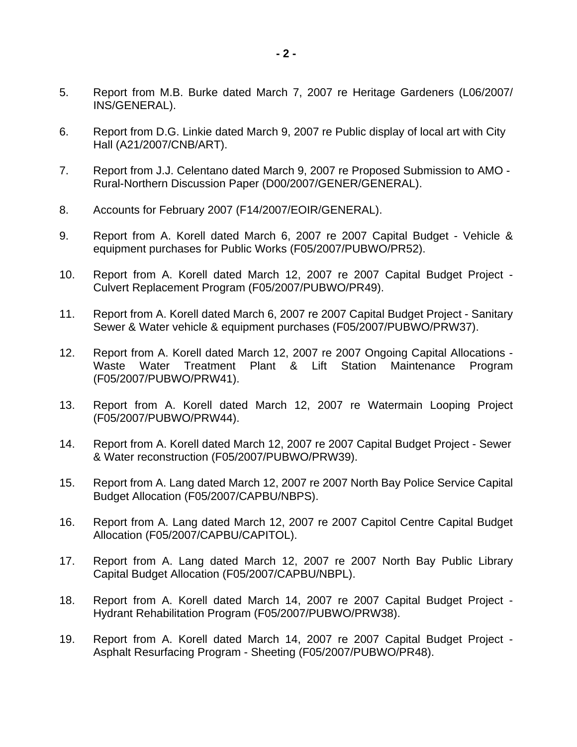5. Report from M.B. Burke dated March 7, 2007 re Heritage Gardeners (L06/2007/INS/GENERAL).

6. Report from D.G. Linkie dated March 9, 2007 re Public display of local art with City Hall (A21/2007/CNB/ART).

7. Report from J.J. Celentano dated March 9, 2007 re Proposed Submission to AMO - Rural-Northern Discussion Paper (D00/2007/GENER/GENERAL).

8. Accounts for February 2007 (F14/2007/EOIR/GENERAL).

9. Report from A. Korell dated March 6, 2007 re 2007 Capital Budget - Vehicle & equipment purchases for Public Works (F05/2007/PUBWO/PR52).

10. Report from A. Korell dated March 12, 2007 re 2007 Capital Budget Project - Culvert Replacement Program (F05/2007/PUBWO/PR49).

11. Report from A. Korell dated March 6, 2007 re 2007 Capital Budget Project - Sanitary Sewer & Water vehicle & equipment purchases (F05/2007/PUBWO/PRW37).

12. Report from A. Korell dated March 12, 2007 re 2007 Ongoing Capital Allocations - Waste Water Treatment Plant & Lift Station Maintenance Program (F05/2007/PUBWO/PRW41).

13. Report from A. Korell dated March 12, 2007 re Watermain Looping Project (F05/2007/PUBWO/PRW44).

14. Report from A. Korell dated March 12, 2007 re 2007 Capital Budget Project - Sewer & Water reconstruction (F05/2007/PUBWO/PRW39).

15. Report from A. Lang dated March 12, 2007 re 2007 North Bay Police Service Capital Budget Allocation (F05/2007/CAPBU/NBPS).

16. Report from A. Lang dated March 12, 2007 re 2007 Capitol Centre Capital Budget Allocation (F05/2007/CAPBU/CAPITOL).

17. Report from A. Lang dated March 12, 2007 re 2007 North Bay Public Library Capital Budget Allocation (F05/2007/CAPBU/NBPL).

18. Report from A. Korell dated March 14, 2007 re 2007 Capital Budget Project - Hydrant Rehabilitation Program (F05/2007/PUBWO/PRW38).

19. Report from A. Korell dated March 14, 2007 re 2007 Capital Budget Project - Asphalt Resurfacing Program - Sheeting (F05/2007/PUBWO/PR48).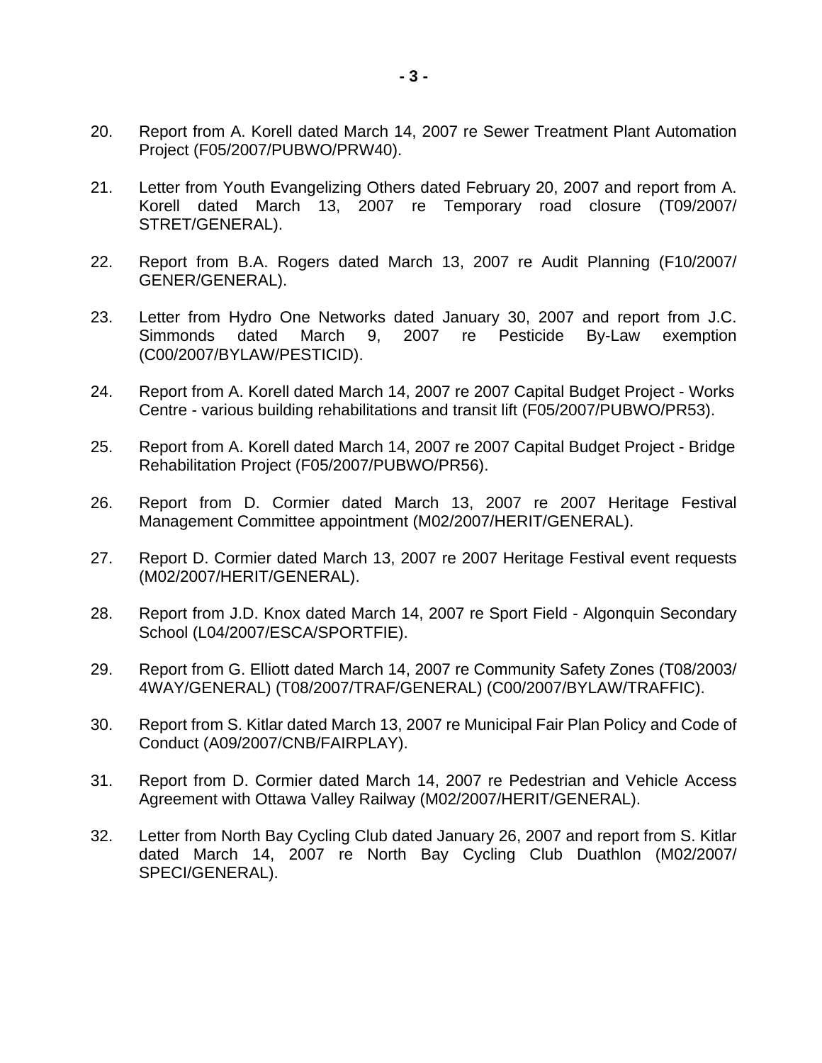20. Report from A. Korell dated March 14, 2007 re Sewer Treatment Plant Automation Project (F05/2007/PUBWO/PRW40).

21. Letter from Youth Evangelizing Others dated February 20, 2007 and report from A. Korell dated March 13, 2007 re Temporary road closure (T09/2007/STRET/GENERAL).

22. Report from B.A. Rogers dated March 13, 2007 re Audit Planning (F10/2007/GENER/GENERAL).

23. Letter from Hydro One Networks dated January 30, 2007 and report from J.C. Simmonds dated March 9, 2007 re Pesticide By-Law exemption (C00/2007/BYLAW/PESTICID).

24. Report from A. Korell dated March 14, 2007 re 2007 Capital Budget Project - Works Centre - various building rehabilitations and transit lift (F05/2007/PUBWO/PR53).

25. Report from A. Korell dated March 14, 2007 re 2007 Capital Budget Project - Bridge Rehabilitation Project (F05/2007/PUBWO/PR56).

26. Report from D. Cormier dated March 13, 2007 re 2007 Heritage Festival Management Committee appointment (M02/2007/HERIT/GENERAL).

27. Report D. Cormier dated March 13, 2007 re 2007 Heritage Festival event requests (M02/2007/HERIT/GENERAL).

28. Report from J.D. Knox dated March 14, 2007 re Sport Field - Algonquin Secondary School (L04/2007/ESCA/SPORTFIE).

29. Report from G. Elliott dated March 14, 2007 re Community Safety Zones (T08/2003/4WAY/GENERAL) (T08/2007/TRAF/GENERAL) (C00/2007/BYLAW/TRAFFIC).

30. Report from S. Kitlar dated March 13, 2007 re Municipal Fair Plan Policy and Code of Conduct (A09/2007/CNB/FAIRPLAY).

31. Report from D. Cormier dated March 14, 2007 re Pedestrian and Vehicle Access Agreement with Ottawa Valley Railway (M02/2007/HERIT/GENERAL).

32. Letter from North Bay Cycling Club dated January 26, 2007 and report from S. Kitlar dated March 14, 2007 re North Bay Cycling Club Duathlon (M02/2007/SPECI/GENERAL).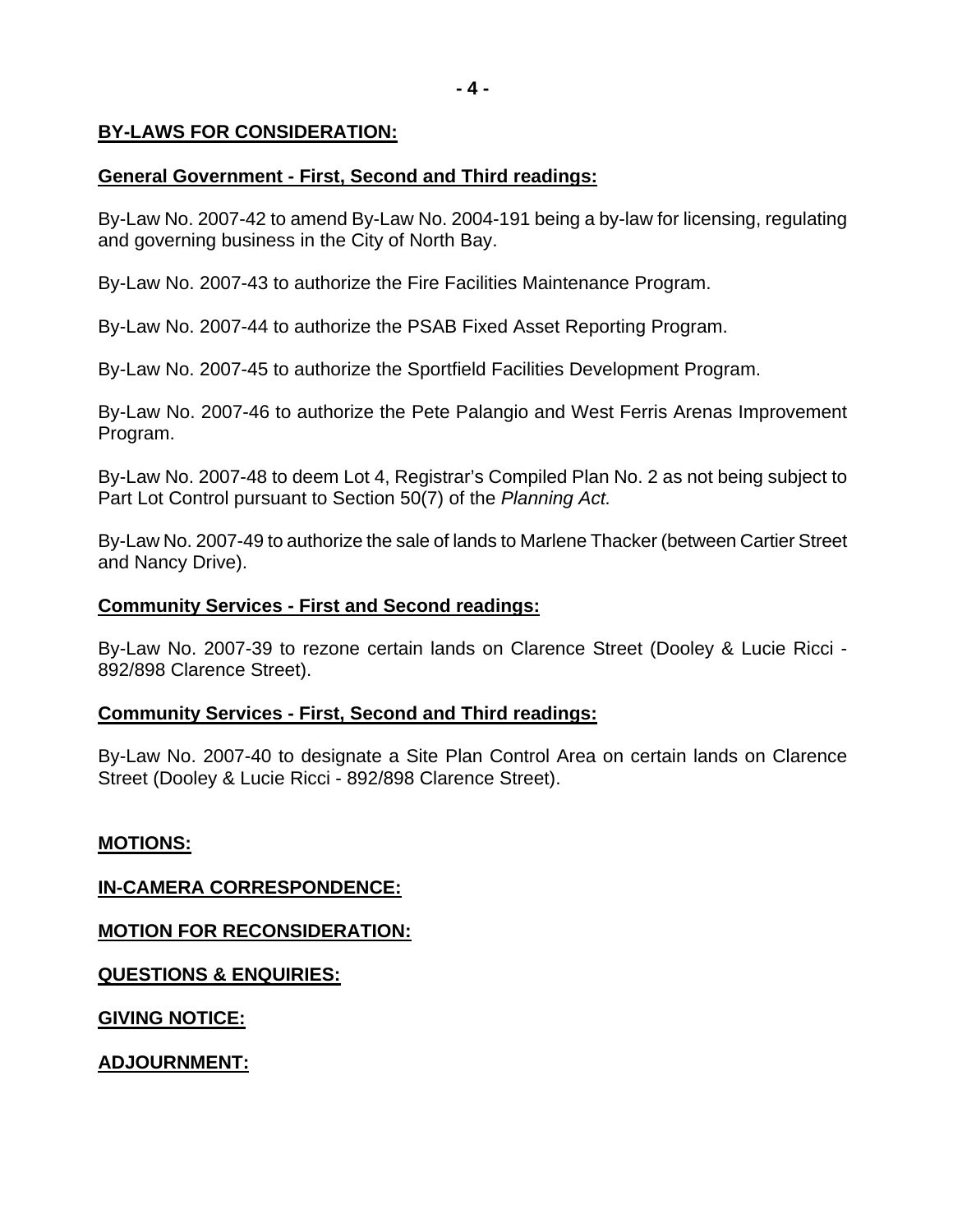## BY-LAWS FOR CONSIDERATION:

### General Government - First, Second and Third readings:

By-Law No. 2007-42 to amend By-Law No. 2004-191 being a by-law for licensing, regulating and governing business in the City of North Bay.

By-Law No. 2007-43 to authorize the Fire Facilities Maintenance Program.

By-Law No. 2007-44 to authorize the PSAB Fixed Asset Reporting Program.

By-Law No. 2007-45 to authorize the Sportfield Facilities Development Program.

By-Law No. 2007-46 to authorize the Pete Palangio and West Ferris Arenas Improvement Program.

By-Law No. 2007-48 to deem Lot 4, Registrar's Compiled Plan No. 2 as not being subject to Part Lot Control pursuant to Section 50(7) of the *Planning Act.*

By-Law No. 2007-49 to authorize the sale of lands to Marlene Thacker (between Cartier Street and Nancy Drive).

### Community Services - First and Second readings:

By-Law No. 2007-39 to rezone certain lands on Clarence Street (Dooley & Lucie Ricci - 892/898 Clarence Street).

### Community Services - First, Second and Third readings:

By-Law No. 2007-40 to designate a Site Plan Control Area on certain lands on Clarence Street (Dooley & Lucie Ricci - 892/898 Clarence Street).

## MOTIONS:

## IN-CAMERA CORRESPONDENCE:

## MOTION FOR RECONSIDERATION:

## QUESTIONS & ENQUIRIES:

## GIVING NOTICE:

## ADJOURNMENT: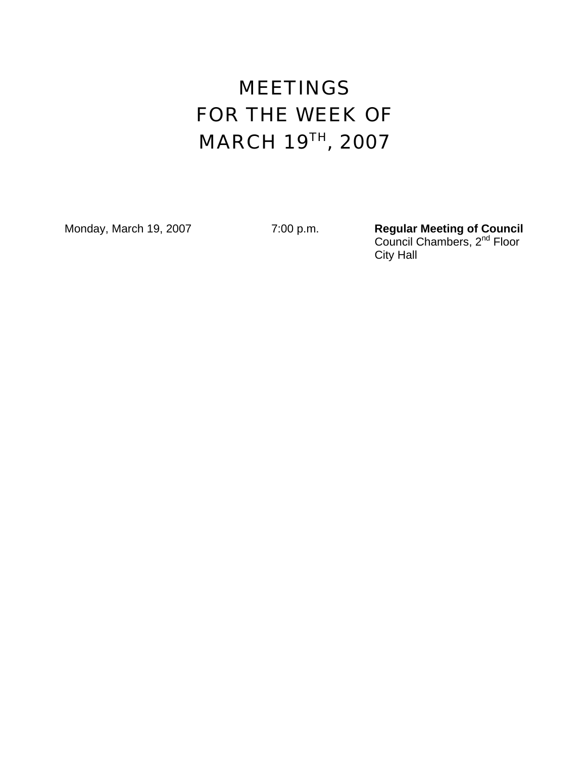# MEETINGS
# FOR THE WEEK OF
# MARCH 19TH, 2007

| | | |
|---|---|---|
| Monday, March 19, 2007 | 7:00 p.m. | **Regular Meeting of Council**<br>Council Chambers, 2nd Floor<br>City Hall |